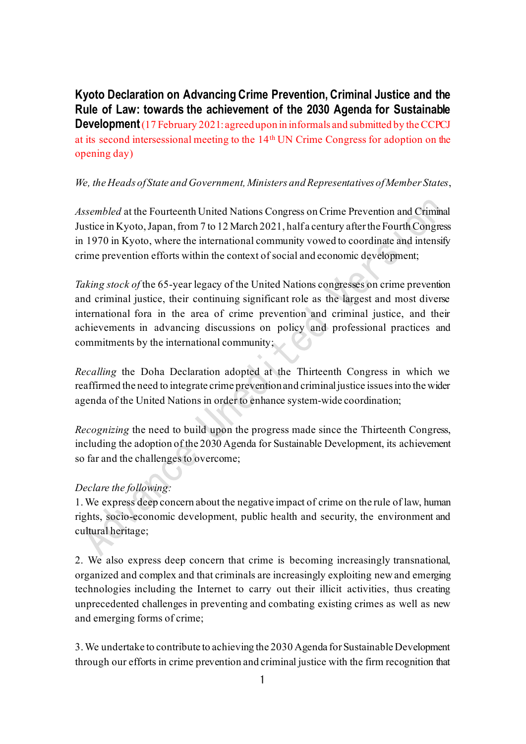**Kyoto Declaration on Advancing Crime Prevention, Criminal Justice and the Rule of Law: towards the achievement of the 2030 Agenda for Sustainable Development** (17 February 2021: agreed upon in informals and submitted by the CCPCJ at its second intersessional meeting to the 14th UN Crime Congress for adoption on the opening day)

*We, the Heads of State and Government, Ministers and Representatives of Member States*,

*Assembled* at the Fourteenth United Nations Congress on Crime Prevention and Criminal Justice in Kyoto, Japan, from 7 to 12 March 2021, half a century after the Fourth Congress in 1970 in Kyoto, where the international community vowed to coordinate and intensify crime prevention efforts within the context of social and economic development;

*Taking stock of* the 65-year legacy of the United Nations congresses on crime prevention and criminal justice, their continuing significant role as the largest and most diverse international fora in the area of crime prevention and criminal justice, and their achievements in advancing discussions on policy and professional practices and commitments by the international community;

*Recalling* the Doha Declaration adopted at the Thirteenth Congress in which we reaffirmed the need to integrate crime prevention and criminal justice issues into the wider agenda of the United Nations in order to enhance system-wide coordination;

*Recognizing* the need to build upon the progress made since the Thirteenth Congress, including the adoption of the 2030 Agenda for Sustainable Development, its achievement so far and the challenges to overcome;

*Declare the following:*

1. We express deep concern about the negative impact of crime on the rule of law, human rights, socio-economic development, public health and security, the environment and cultural heritage;

2. We also express deep concern that crime is becoming increasingly transnational, organized and complex and that criminals are increasingly exploiting new and emerging technologies including the Internet to carry out their illicit activities, thus creating unprecedented challenges in preventing and combating existing crimes as well as new and emerging forms of crime;

3. We undertake to contribute to achieving the 2030 Agenda for Sustainable Development through our efforts in crime prevention and criminal justice with the firm recognition that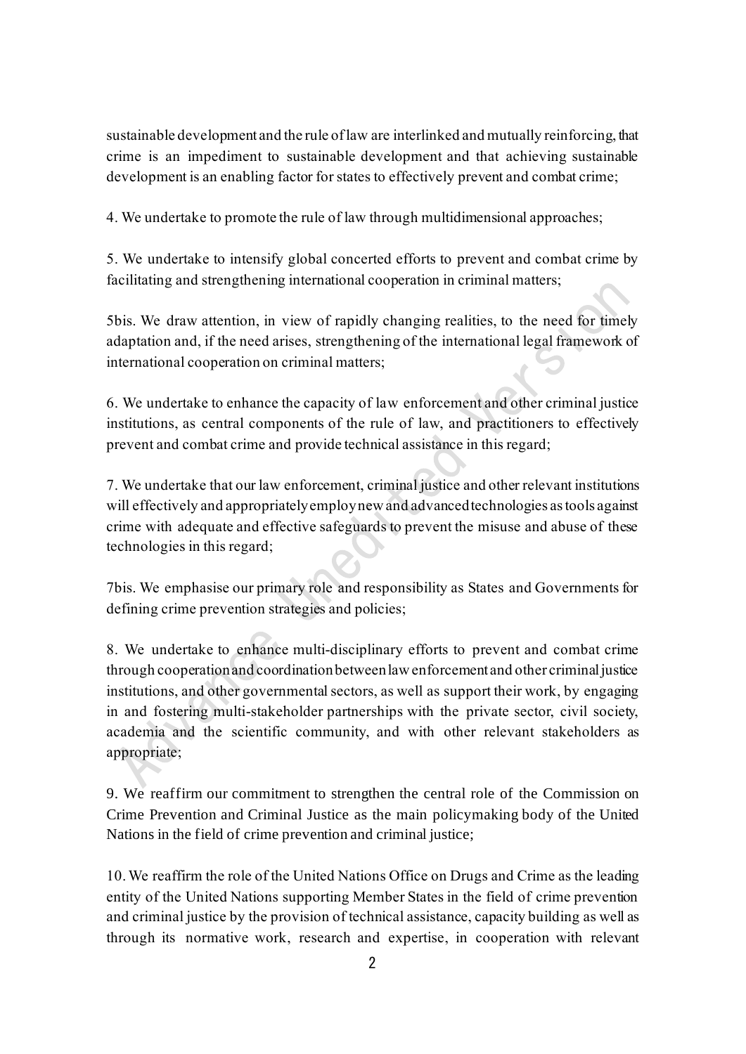sustainable development and the rule of law are interlinked and mutually reinforcing, that crime is an impediment to sustainable development and that achieving sustainable development is an enabling factor for states to effectively prevent and combat crime;

4. We undertake to promote the rule of law through multidimensional approaches;

5. We undertake to intensify global concerted efforts to prevent and combat crime by facilitating and strengthening international cooperation in criminal matters;

5bis. We draw attention, in view of rapidly changing realities, to the need for timely adaptation and, if the need arises, strengthening of the international legal framework of international cooperation on criminal matters;

6. We undertake to enhance the capacity of law enforcement and other criminal justice institutions, as central components of the rule of law, and practitioners to effectively prevent and combat crime and provide technical assistance in this regard;

7. We undertake that our law enforcement, criminal justice and other relevant institutions will effectively and appropriately employ new and advanced technologies as tools against crime with adequate and effective safeguards to prevent the misuse and abuse of these technologies in this regard;

7bis. We emphasise our primary role and responsibility as States and Governments for defining crime prevention strategies and policies;

8. We undertake to enhance multi-disciplinary efforts to prevent and combat crime through cooperation and coordination between law enforcement and other criminal justice institutions, and other governmental sectors, as well as support their work, by engaging in and fostering multi-stakeholder partnerships with the private sector, civil society, academia and the scientific community, and with other relevant stakeholders as appropriate;

9. We reaffirm our commitment to strengthen the central role of the Commission on Crime Prevention and Criminal Justice as the main policymaking body of the United Nations in the field of crime prevention and criminal justice;

10. We reaffirm the role of the United Nations Office on Drugs and Crime as the leading entity of the United Nations supporting Member States in the field of crime prevention and criminal justice by the provision of technical assistance, capacity building as well as through its normative work, research and expertise, in cooperation with relevant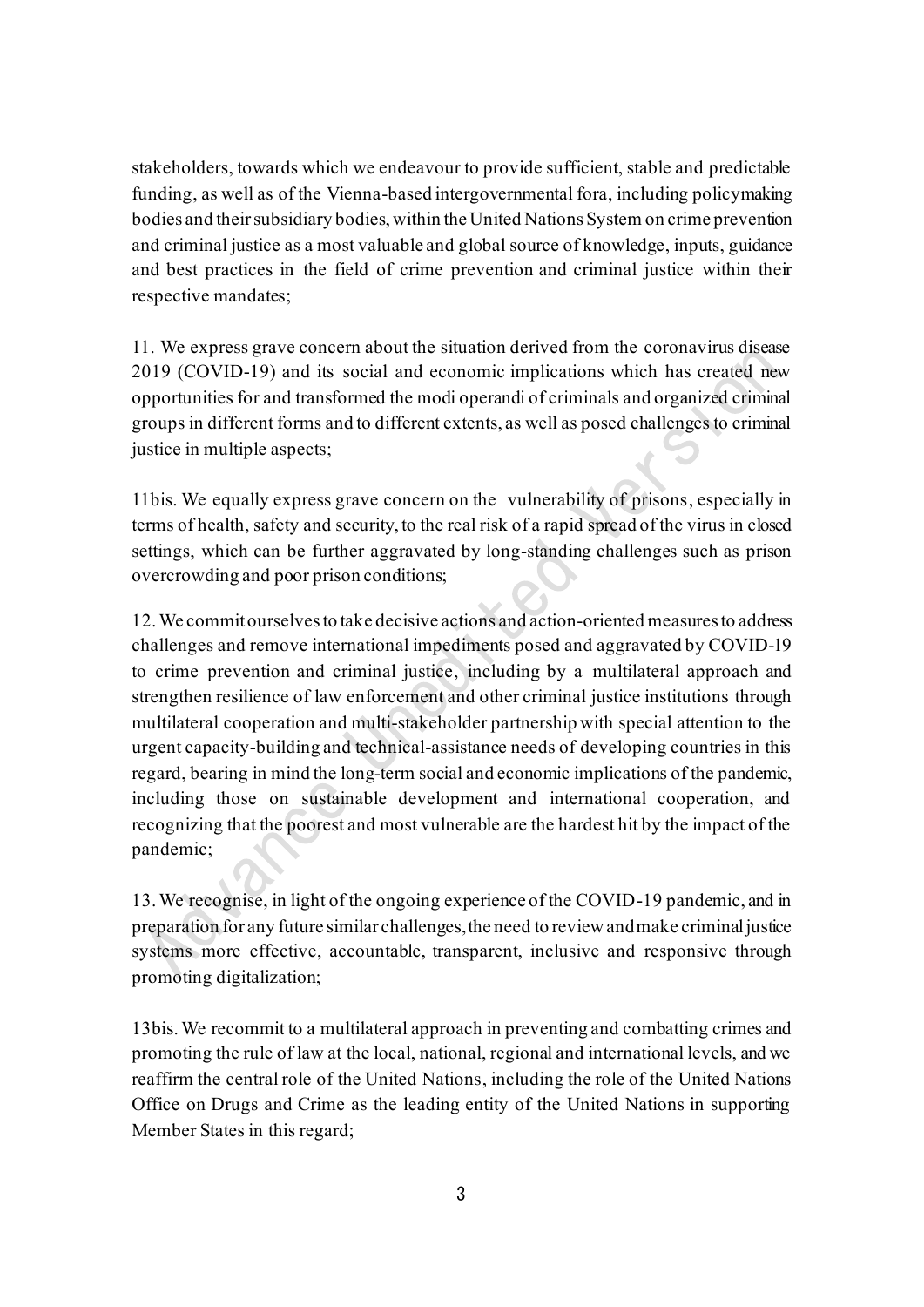stakeholders, towards which we endeavour to provide sufficient, stable and predictable funding, as well as of the Vienna-based intergovernmental fora, including policymaking bodies and their subsidiary bodies, within the United Nations System on crime prevention and criminal justice as a most valuable and global source of knowledge, inputs, guidance and best practices in the field of crime prevention and criminal justice within their respective mandates;

11. We express grave concern about the situation derived from the coronavirus disease 2019 (COVID-19) and its social and economic implications which has created new opportunities for and transformed the modi operandi of criminals and organized criminal groups in different forms and to different extents, as well as posed challenges to criminal justice in multiple aspects;

11bis. We equally express grave concern on the vulnerability of prisons, especially in terms of health, safety and security, to the real risk of a rapid spread of the virus in closed settings, which can be further aggravated by long-standing challenges such as prison overcrowding and poor prison conditions;

12. We commit ourselves to take decisive actions and action-oriented measures to address challenges and remove international impediments posed and aggravated by COVID-19 to crime prevention and criminal justice, including by a multilateral approach and strengthen resilience of law enforcement and other criminal justice institutions through multilateral cooperation and multi-stakeholder partnership with special attention to the urgent capacity-building and technical-assistance needs of developing countries in this regard, bearing in mind the long-term social and economic implications of the pandemic, including those on sustainable development and international cooperation, and recognizing that the poorest and most vulnerable are the hardest hit by the impact of the pandemic;

13. We recognise, in light of the ongoing experience of the COVID-19 pandemic, and in preparation for any future similar challenges, the need to review and make criminal justice systems more effective, accountable, transparent, inclusive and responsive through promoting digitalization;

13bis. We recommit to a multilateral approach in preventing and combatting crimes and promoting the rule of law at the local, national, regional and international levels, and we reaffirm the central role of the United Nations, including the role of the United Nations Office on Drugs and Crime as the leading entity of the United Nations in supporting Member States in this regard;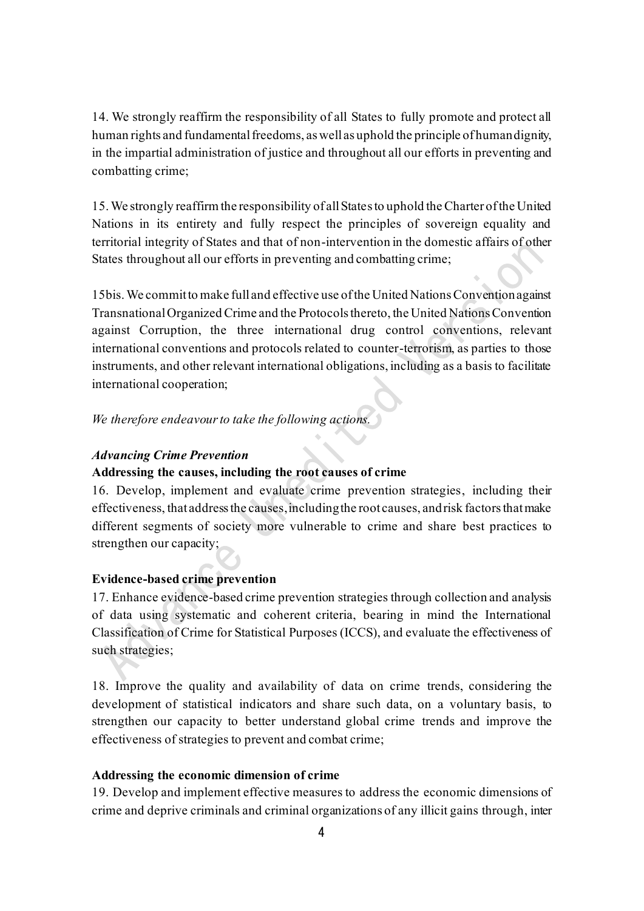14. We strongly reaffirm the responsibility of all States to fully promote and protect all human rights and fundamental freedoms, as well as uphold the principle of human dignity, in the impartial administration of justice and throughout all our efforts in preventing and combatting crime;

15. We strongly reaffirm the responsibility of all States to uphold the Charter of the United Nations in its entirety and fully respect the principles of sovereign equality and territorial integrity of States and that of non-intervention in the domestic affairs of other States throughout all our efforts in preventing and combatting crime;

15bis. We commit to make full and effective use of the United Nations Convention against Transnational Organized Crime and the Protocols thereto, the United Nations Convention against Corruption, the three international drug control conventions, relevant international conventions and protocols related to counter-terrorism, as parties to those instruments, and other relevant international obligations, including as a basis to facilitate international cooperation;

*We therefore endeavour to take the following actions.*

***Advancing Crime Prevention***

**Addressing the causes, including the root causes of crime**

16. Develop, implement and evaluate crime prevention strategies, including their effectiveness, that address the causes, including the root causes, and risk factors that make different segments of society more vulnerable to crime and share best practices to strengthen our capacity;

**Evidence-based crime prevention**

17. Enhance evidence-based crime prevention strategies through collection and analysis of data using systematic and coherent criteria, bearing in mind the International Classification of Crime for Statistical Purposes (ICCS), and evaluate the effectiveness of such strategies;

18. Improve the quality and availability of data on crime trends, considering the development of statistical indicators and share such data, on a voluntary basis, to strengthen our capacity to better understand global crime trends and improve the effectiveness of strategies to prevent and combat crime;

**Addressing the economic dimension of crime**

19. Develop and implement effective measures to address the economic dimensions of crime and deprive criminals and criminal organizations of any illicit gains through, inter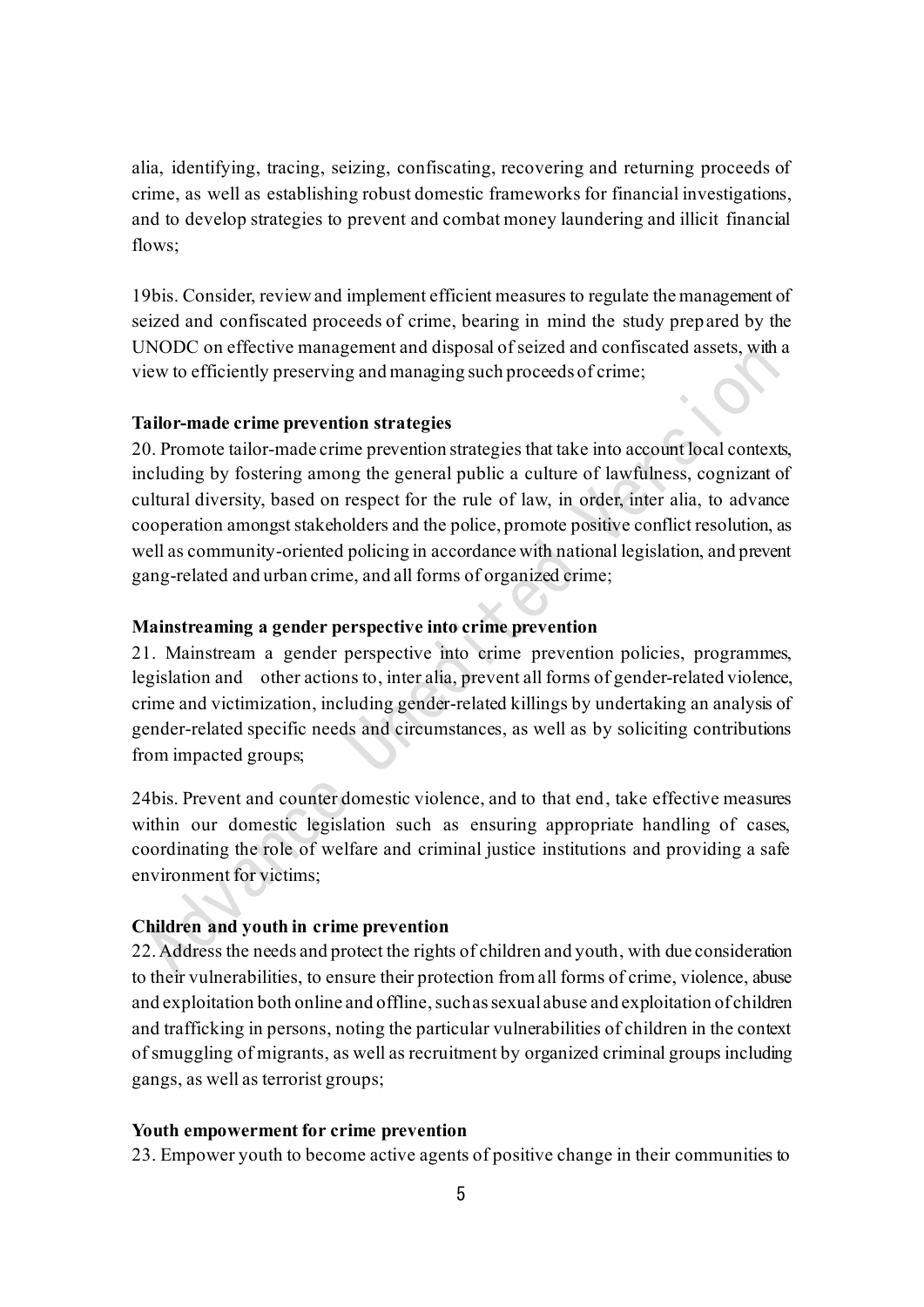alia, identifying, tracing, seizing, confiscating, recovering and returning proceeds of crime, as well as establishing robust domestic frameworks for financial investigations, and to develop strategies to prevent and combat money laundering and illicit financial flows;

19bis. Consider, review and implement efficient measures to regulate the management of seized and confiscated proceeds of crime, bearing in mind the study prepared by the UNODC on effective management and disposal of seized and confiscated assets, with a view to efficiently preserving and managing such proceeds of crime;

**Tailor-made crime prevention strategies**

20. Promote tailor-made crime prevention strategies that take into account local contexts, including by fostering among the general public a culture of lawfulness, cognizant of cultural diversity, based on respect for the rule of law, in order, inter alia, to advance cooperation amongst stakeholders and the police, promote positive conflict resolution, as well as community-oriented policing in accordance with national legislation, and prevent gang-related and urban crime, and all forms of organized crime;

**Mainstreaming a gender perspective into crime prevention**

21. Mainstream a gender perspective into crime prevention policies, programmes, legislation and other actions to, inter alia, prevent all forms of gender-related violence, crime and victimization, including gender-related killings by undertaking an analysis of gender-related specific needs and circumstances, as well as by soliciting contributions from impacted groups;

24bis. Prevent and counter domestic violence, and to that end, take effective measures within our domestic legislation such as ensuring appropriate handling of cases, coordinating the role of welfare and criminal justice institutions and providing a safe environment for victims;

**Children and youth in crime prevention**

22. Address the needs and protect the rights of children and youth, with due consideration to their vulnerabilities, to ensure their protection from all forms of crime, violence, abuse and exploitation both online and offline, such as sexual abuse and exploitation of children and trafficking in persons, noting the particular vulnerabilities of children in the context of smuggling of migrants, as well as recruitment by organized criminal groups including gangs, as well as terrorist groups;

**Youth empowerment for crime prevention**

23. Empower youth to become active agents of positive change in their communities to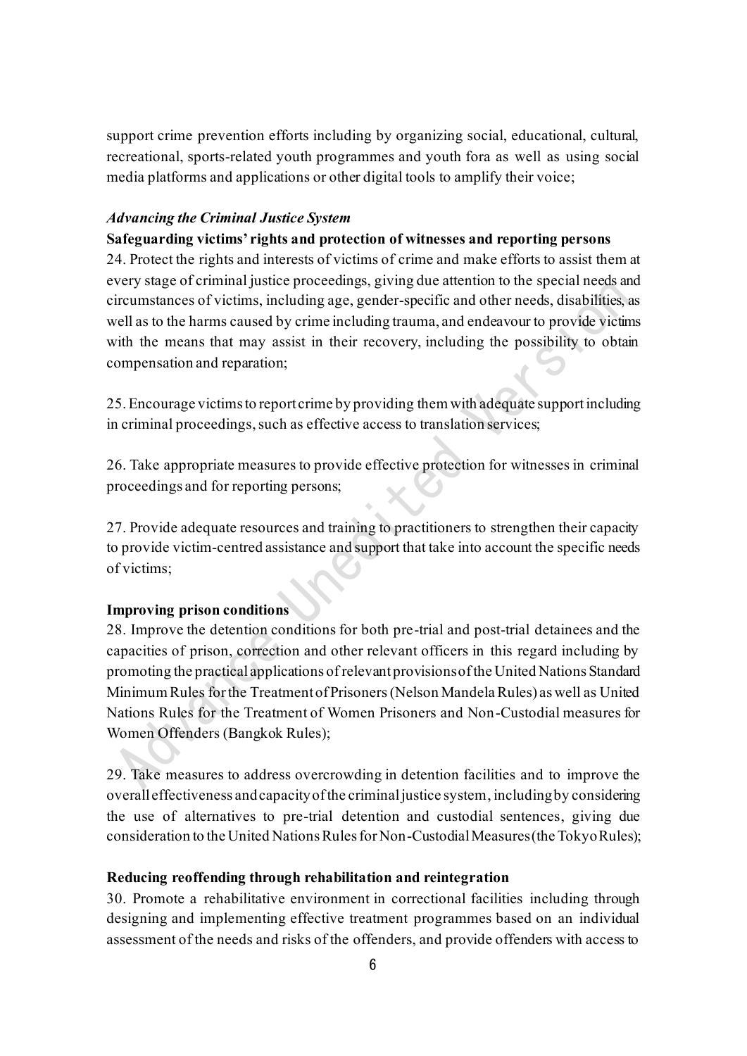support crime prevention efforts including by organizing social, educational, cultural, recreational, sports-related youth programmes and youth fora as well as using social media platforms and applications or other digital tools to amplify their voice;

***Advancing the Criminal Justice System***

**Safeguarding victims' rights and protection of witnesses and reporting persons**

24. Protect the rights and interests of victims of crime and make efforts to assist them at every stage of criminal justice proceedings, giving due attention to the special needs and circumstances of victims, including age, gender-specific and other needs, disabilities, as well as to the harms caused by crime including trauma, and endeavour to provide victims with the means that may assist in their recovery, including the possibility to obtain compensation and reparation;

25. Encourage victims to report crime by providing them with adequate support including in criminal proceedings, such as effective access to translation services;

26. Take appropriate measures to provide effective protection for witnesses in criminal proceedings and for reporting persons;

27. Provide adequate resources and training to practitioners to strengthen their capacity to provide victim-centred assistance and support that take into account the specific needs of victims;

**Improving prison conditions**

28. Improve the detention conditions for both pre-trial and post-trial detainees and the capacities of prison, correction and other relevant officers in this regard including by promoting the practical applications of relevant provisions of the United Nations Standard Minimum Rules for the Treatment of Prisoners (Nelson Mandela Rules) as well as United Nations Rules for the Treatment of Women Prisoners and Non-Custodial measures for Women Offenders (Bangkok Rules);

29. Take measures to address overcrowding in detention facilities and to improve the overall effectiveness and capacity of the criminal justice system, including by considering the use of alternatives to pre-trial detention and custodial sentences, giving due consideration to the United Nations Rules for Non-Custodial Measures (the Tokyo Rules);

**Reducing reoffending through rehabilitation and reintegration**

30. Promote a rehabilitative environment in correctional facilities including through designing and implementing effective treatment programmes based on an individual assessment of the needs and risks of the offenders, and provide offenders with access to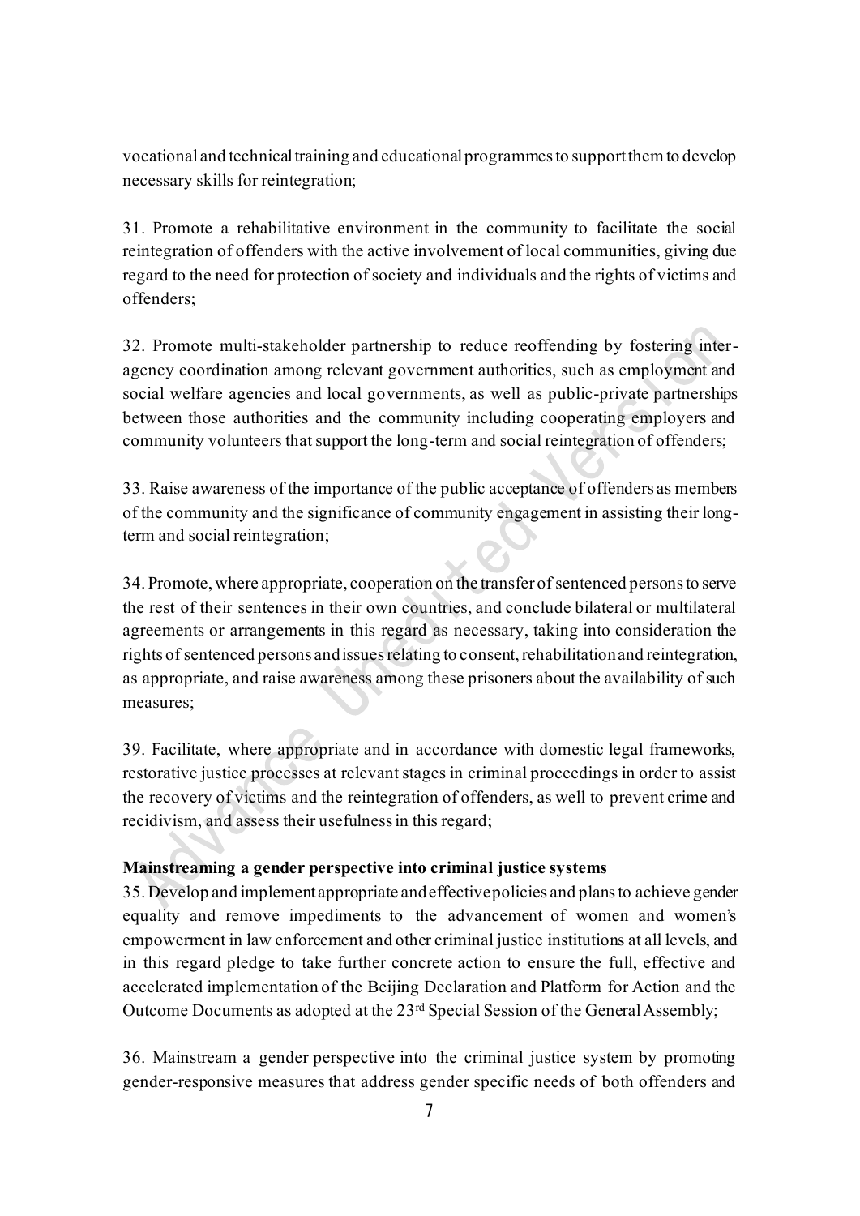vocational and technical training and educational programmes to support them to develop necessary skills for reintegration;

31. Promote a rehabilitative environment in the community to facilitate the social reintegration of offenders with the active involvement of local communities, giving due regard to the need for protection of society and individuals and the rights of victims and offenders;

32. Promote multi-stakeholder partnership to reduce reoffending by fostering inter-agency coordination among relevant government authorities, such as employment and social welfare agencies and local governments, as well as public-private partnerships between those authorities and the community including cooperating employers and community volunteers that support the long-term and social reintegration of offenders;

33. Raise awareness of the importance of the public acceptance of offenders as members of the community and the significance of community engagement in assisting their long-term and social reintegration;

34. Promote, where appropriate, cooperation on the transfer of sentenced persons to serve the rest of their sentences in their own countries, and conclude bilateral or multilateral agreements or arrangements in this regard as necessary, taking into consideration the rights of sentenced persons and issues relating to consent, rehabilitation and reintegration, as appropriate, and raise awareness among these prisoners about the availability of such measures;

39. Facilitate, where appropriate and in accordance with domestic legal frameworks, restorative justice processes at relevant stages in criminal proceedings in order to assist the recovery of victims and the reintegration of offenders, as well to prevent crime and recidivism, and assess their usefulness in this regard;

**Mainstreaming a gender perspective into criminal justice systems**

35. Develop and implement appropriate and effective policies and plans to achieve gender equality and remove impediments to the advancement of women and women's empowerment in law enforcement and other criminal justice institutions at all levels, and in this regard pledge to take further concrete action to ensure the full, effective and accelerated implementation of the Beijing Declaration and Platform for Action and the Outcome Documents as adopted at the 23rd Special Session of the General Assembly;

36. Mainstream a gender perspective into the criminal justice system by promoting gender-responsive measures that address gender specific needs of both offenders and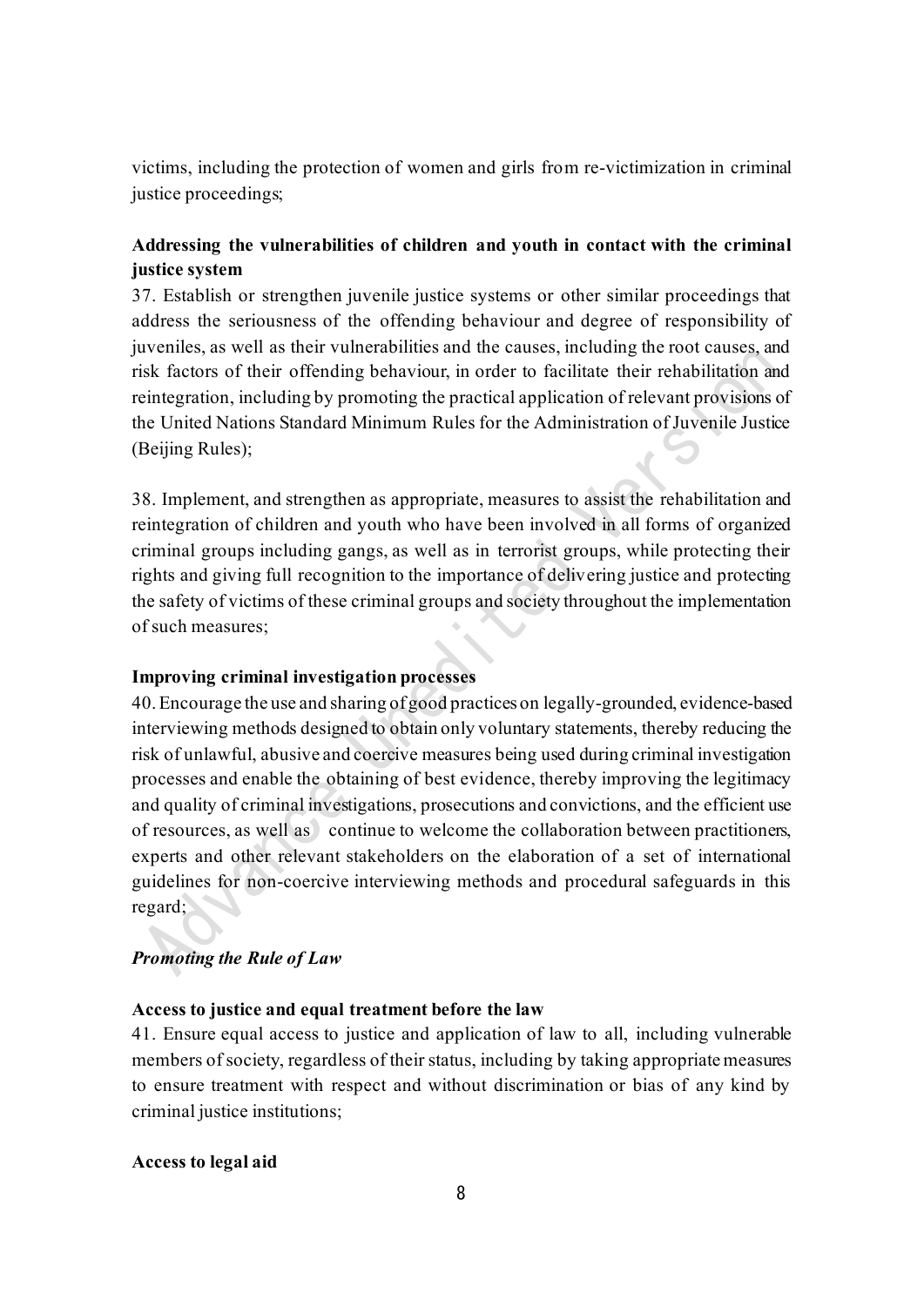victims, including the protection of women and girls from re-victimization in criminal justice proceedings;

**Addressing the vulnerabilities of children and youth in contact with the criminal justice system**

37. Establish or strengthen juvenile justice systems or other similar proceedings that address the seriousness of the offending behaviour and degree of responsibility of juveniles, as well as their vulnerabilities and the causes, including the root causes, and risk factors of their offending behaviour, in order to facilitate their rehabilitation and reintegration, including by promoting the practical application of relevant provisions of the United Nations Standard Minimum Rules for the Administration of Juvenile Justice (Beijing Rules);

38. Implement, and strengthen as appropriate, measures to assist the rehabilitation and reintegration of children and youth who have been involved in all forms of organized criminal groups including gangs, as well as in terrorist groups, while protecting their rights and giving full recognition to the importance of delivering justice and protecting the safety of victims of these criminal groups and society throughout the implementation of such measures;

**Improving criminal investigation processes**

40. Encourage the use and sharing of good practices on legally-grounded, evidence-based interviewing methods designed to obtain only voluntary statements, thereby reducing the risk of unlawful, abusive and coercive measures being used during criminal investigation processes and enable the obtaining of best evidence, thereby improving the legitimacy and quality of criminal investigations, prosecutions and convictions, and the efficient use of resources, as well as continue to welcome the collaboration between practitioners, experts and other relevant stakeholders on the elaboration of a set of international guidelines for non-coercive interviewing methods and procedural safeguards in this regard;

***Promoting the Rule of Law***

**Access to justice and equal treatment before the law**

41. Ensure equal access to justice and application of law to all, including vulnerable members of society, regardless of their status, including by taking appropriate measures to ensure treatment with respect and without discrimination or bias of any kind by criminal justice institutions;

**Access to legal aid**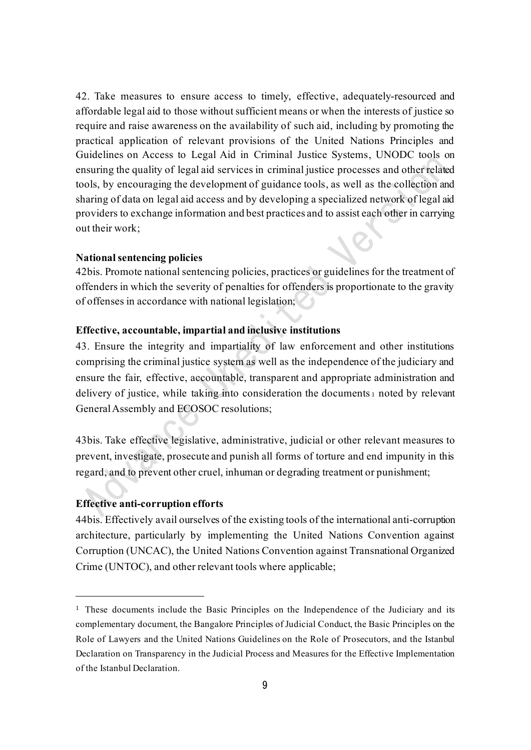42. Take measures to ensure access to timely, effective, adequately-resourced and affordable legal aid to those without sufficient means or when the interests of justice so require and raise awareness on the availability of such aid, including by promoting the practical application of relevant provisions of the United Nations Principles and Guidelines on Access to Legal Aid in Criminal Justice Systems, UNODC tools on ensuring the quality of legal aid services in criminal justice processes and other related tools, by encouraging the development of guidance tools, as well as the collection and sharing of data on legal aid access and by developing a specialized network of legal aid providers to exchange information and best practices and to assist each other in carrying out their work;

**National sentencing policies**

42bis. Promote national sentencing policies, practices or guidelines for the treatment of offenders in which the severity of penalties for offenders is proportionate to the gravity of offenses in accordance with national legislation;

**Effective, accountable, impartial and inclusive institutions**

43. Ensure the integrity and impartiality of law enforcement and other institutions comprising the criminal justice system as well as the independence of the judiciary and ensure the fair, effective, accountable, transparent and appropriate administration and delivery of justice, while taking into consideration the documents[1] noted by relevant General Assembly and ECOSOC resolutions;

43bis. Take effective legislative, administrative, judicial or other relevant measures to prevent, investigate, prosecute and punish all forms of torture and end impunity in this regard, and to prevent other cruel, inhuman or degrading treatment or punishment;

**Effective anti-corruption efforts**

44bis. Effectively avail ourselves of the existing tools of the international anti-corruption architecture, particularly by implementing the United Nations Convention against Corruption (UNCAC), the United Nations Convention against Transnational Organized Crime (UNTOC), and other relevant tools where applicable;

---

[1] These documents include the Basic Principles on the Independence of the Judiciary and its complementary document, the Bangalore Principles of Judicial Conduct, the Basic Principles on the Role of Lawyers and the United Nations Guidelines on the Role of Prosecutors, and the Istanbul Declaration on Transparency in the Judicial Process and Measures for the Effective Implementation of the Istanbul Declaration.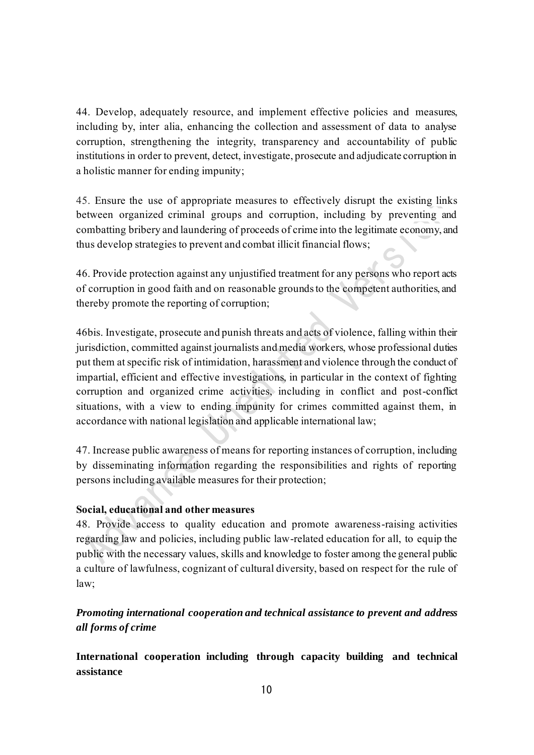44. Develop, adequately resource, and implement effective policies and measures, including by, inter alia, enhancing the collection and assessment of data to analyse corruption, strengthening the integrity, transparency and accountability of public institutions in order to prevent, detect, investigate, prosecute and adjudicate corruption in a holistic manner for ending impunity;

45. Ensure the use of appropriate measures to effectively disrupt the existing links between organized criminal groups and corruption, including by preventing and combatting bribery and laundering of proceeds of crime into the legitimate economy, and thus develop strategies to prevent and combat illicit financial flows;

46. Provide protection against any unjustified treatment for any persons who report acts of corruption in good faith and on reasonable grounds to the competent authorities, and thereby promote the reporting of corruption;

46bis. Investigate, prosecute and punish threats and acts of violence, falling within their jurisdiction, committed against journalists and media workers, whose professional duties put them at specific risk of intimidation, harassment and violence through the conduct of impartial, efficient and effective investigations, in particular in the context of fighting corruption and organized crime activities, including in conflict and post-conflict situations, with a view to ending impunity for crimes committed against them, in accordance with national legislation and applicable international law;

47. Increase public awareness of means for reporting instances of corruption, including by disseminating information regarding the responsibilities and rights of reporting persons including available measures for their protection;

**Social, educational and other measures**

48. Provide access to quality education and promote awareness-raising activities regarding law and policies, including public law-related education for all, to equip the public with the necessary values, skills and knowledge to foster among the general public a culture of lawfulness, cognizant of cultural diversity, based on respect for the rule of law;

***Promoting international cooperation and technical assistance to prevent and address all forms of crime***

**International cooperation including through capacity building and technical assistance**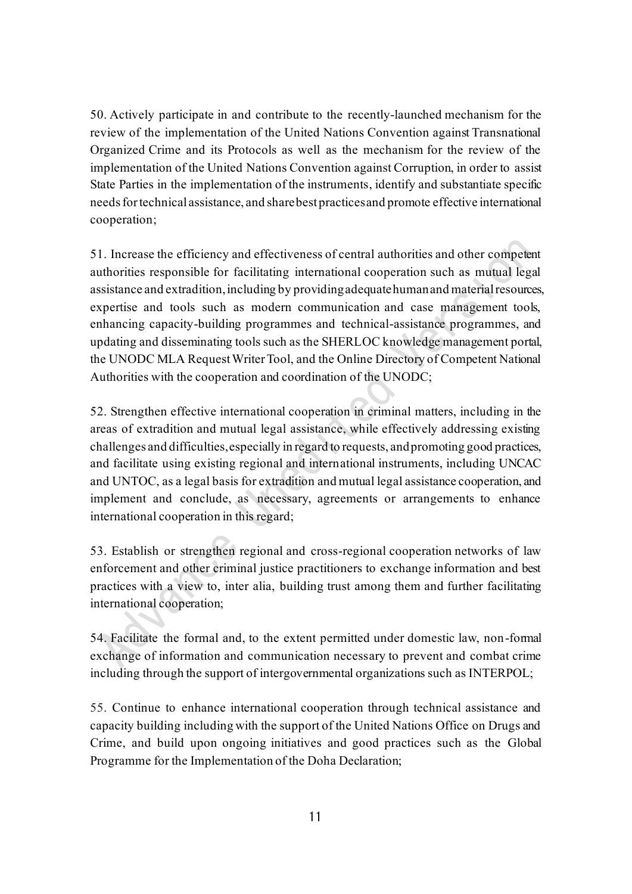50. Actively participate in and contribute to the recently-launched mechanism for the review of the implementation of the United Nations Convention against Transnational Organized Crime and its Protocols as well as the mechanism for the review of the implementation of the United Nations Convention against Corruption, in order to assist State Parties in the implementation of the instruments, identify and substantiate specific needs for technical assistance, and share best practices and promote effective international cooperation;

51. Increase the efficiency and effectiveness of central authorities and other competent authorities responsible for facilitating international cooperation such as mutual legal assistance and extradition, including by providing adequate human and material resources, expertise and tools such as modern communication and case management tools, enhancing capacity-building programmes and technical-assistance programmes, and updating and disseminating tools such as the SHERLOC knowledge management portal, the UNODC MLA Request Writer Tool, and the Online Directory of Competent National Authorities with the cooperation and coordination of the UNODC;

52. Strengthen effective international cooperation in criminal matters, including in the areas of extradition and mutual legal assistance, while effectively addressing existing challenges and difficulties, especially in regard to requests, and promoting good practices, and facilitate using existing regional and international instruments, including UNCAC and UNTOC, as a legal basis for extradition and mutual legal assistance cooperation, and implement and conclude, as necessary, agreements or arrangements to enhance international cooperation in this regard;

53. Establish or strengthen regional and cross-regional cooperation networks of law enforcement and other criminal justice practitioners to exchange information and best practices with a view to, inter alia, building trust among them and further facilitating international cooperation;

54. Facilitate the formal and, to the extent permitted under domestic law, non-formal exchange of information and communication necessary to prevent and combat crime including through the support of intergovernmental organizations such as INTERPOL;

55. Continue to enhance international cooperation through technical assistance and capacity building including with the support of the United Nations Office on Drugs and Crime, and build upon ongoing initiatives and good practices such as the Global Programme for the Implementation of the Doha Declaration;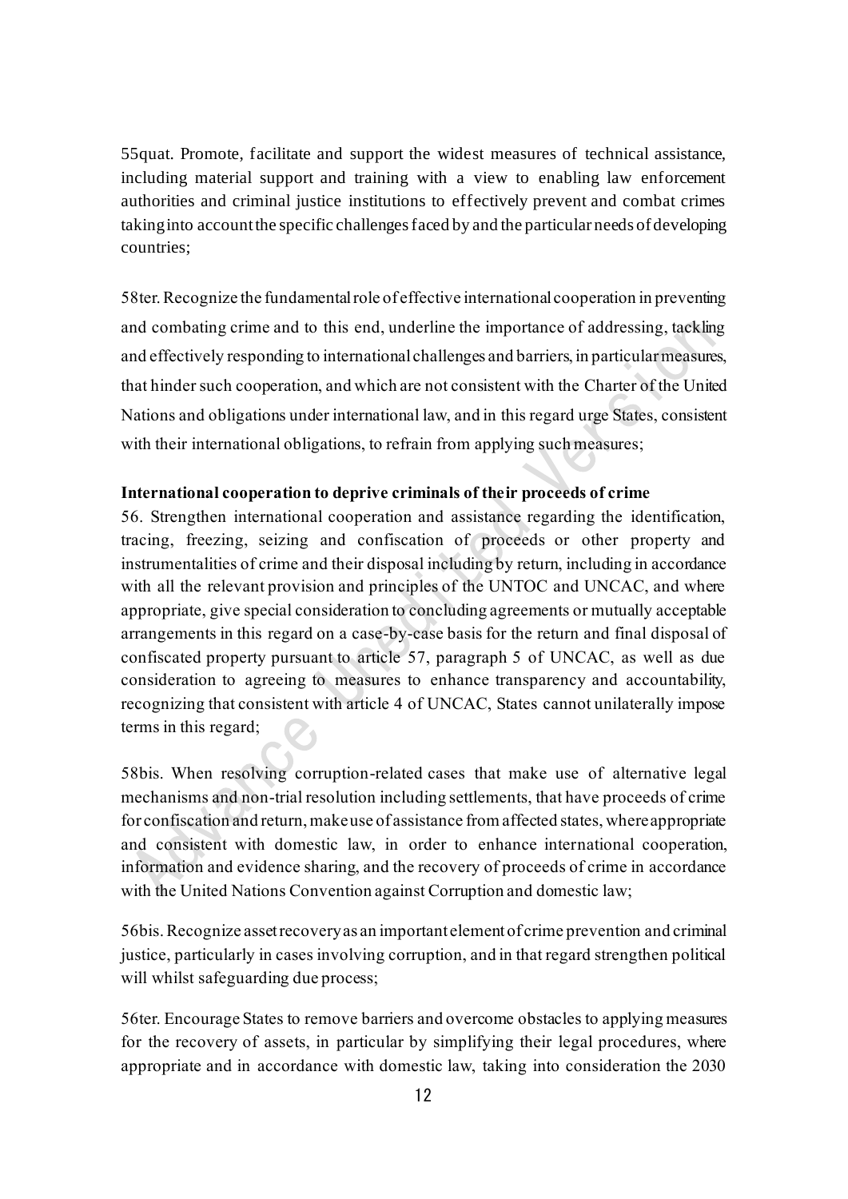55quat. Promote, facilitate and support the widest measures of technical assistance, including material support and training with a view to enabling law enforcement authorities and criminal justice institutions to effectively prevent and combat crimes taking into account the specific challenges faced by and the particular needs of developing countries;

58ter. Recognize the fundamental role of effective international cooperation in preventing and combating crime and to this end, underline the importance of addressing, tackling and effectively responding to international challenges and barriers, in particular measures, that hinder such cooperation, and which are not consistent with the Charter of the United Nations and obligations under international law, and in this regard urge States, consistent with their international obligations, to refrain from applying such measures;

**International cooperation to deprive criminals of their proceeds of crime**

56. Strengthen international cooperation and assistance regarding the identification, tracing, freezing, seizing and confiscation of proceeds or other property and instrumentalities of crime and their disposal including by return, including in accordance with all the relevant provision and principles of the UNTOC and UNCAC, and where appropriate, give special consideration to concluding agreements or mutually acceptable arrangements in this regard on a case-by-case basis for the return and final disposal of confiscated property pursuant to article 57, paragraph 5 of UNCAC, as well as due consideration to agreeing to measures to enhance transparency and accountability, recognizing that consistent with article 4 of UNCAC, States cannot unilaterally impose terms in this regard;

58bis. When resolving corruption-related cases that make use of alternative legal mechanisms and non-trial resolution including settlements, that have proceeds of crime for confiscation and return, make use of assistance from affected states, where appropriate and consistent with domestic law, in order to enhance international cooperation, information and evidence sharing, and the recovery of proceeds of crime in accordance with the United Nations Convention against Corruption and domestic law;

56bis. Recognize asset recovery as an important element of crime prevention and criminal justice, particularly in cases involving corruption, and in that regard strengthen political will whilst safeguarding due process;

56ter. Encourage States to remove barriers and overcome obstacles to applying measures for the recovery of assets, in particular by simplifying their legal procedures, where appropriate and in accordance with domestic law, taking into consideration the 2030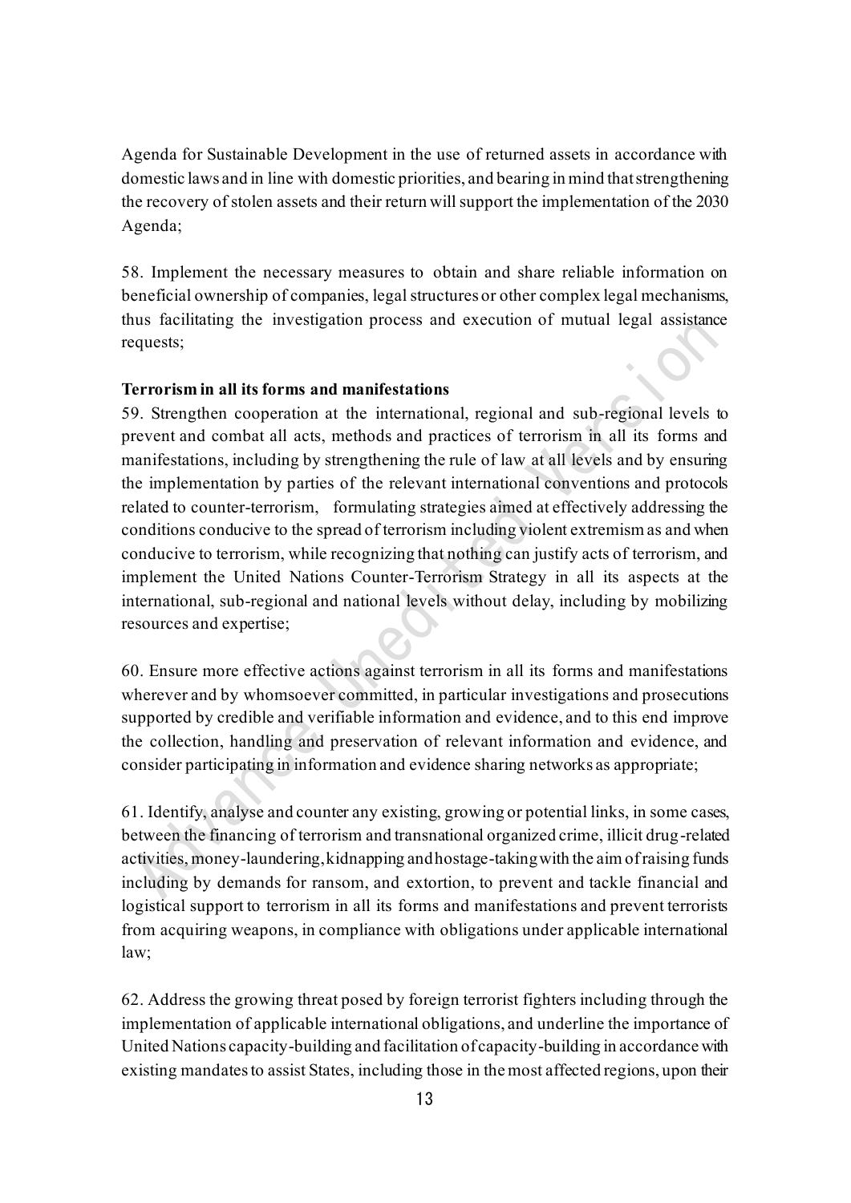Agenda for Sustainable Development in the use of returned assets in accordance with domestic laws and in line with domestic priorities, and bearing in mind that strengthening the recovery of stolen assets and their return will support the implementation of the 2030 Agenda;

58. Implement the necessary measures to obtain and share reliable information on beneficial ownership of companies, legal structures or other complex legal mechanisms, thus facilitating the investigation process and execution of mutual legal assistance requests;

**Terrorism in all its forms and manifestations**

59. Strengthen cooperation at the international, regional and sub-regional levels to prevent and combat all acts, methods and practices of terrorism in all its forms and manifestations, including by strengthening the rule of law at all levels and by ensuring the implementation by parties of the relevant international conventions and protocols related to counter-terrorism, formulating strategies aimed at effectively addressing the conditions conducive to the spread of terrorism including violent extremism as and when conducive to terrorism, while recognizing that nothing can justify acts of terrorism, and implement the United Nations Counter-Terrorism Strategy in all its aspects at the international, sub-regional and national levels without delay, including by mobilizing resources and expertise;

60. Ensure more effective actions against terrorism in all its forms and manifestations wherever and by whomsoever committed, in particular investigations and prosecutions supported by credible and verifiable information and evidence, and to this end improve the collection, handling and preservation of relevant information and evidence, and consider participating in information and evidence sharing networks as appropriate;

61. Identify, analyse and counter any existing, growing or potential links, in some cases, between the financing of terrorism and transnational organized crime, illicit drug-related activities, money-laundering, kidnapping and hostage-taking with the aim of raising funds including by demands for ransom, and extortion, to prevent and tackle financial and logistical support to terrorism in all its forms and manifestations and prevent terrorists from acquiring weapons, in compliance with obligations under applicable international law;

62. Address the growing threat posed by foreign terrorist fighters including through the implementation of applicable international obligations, and underline the importance of United Nations capacity-building and facilitation of capacity-building in accordance with existing mandates to assist States, including those in the most affected regions, upon their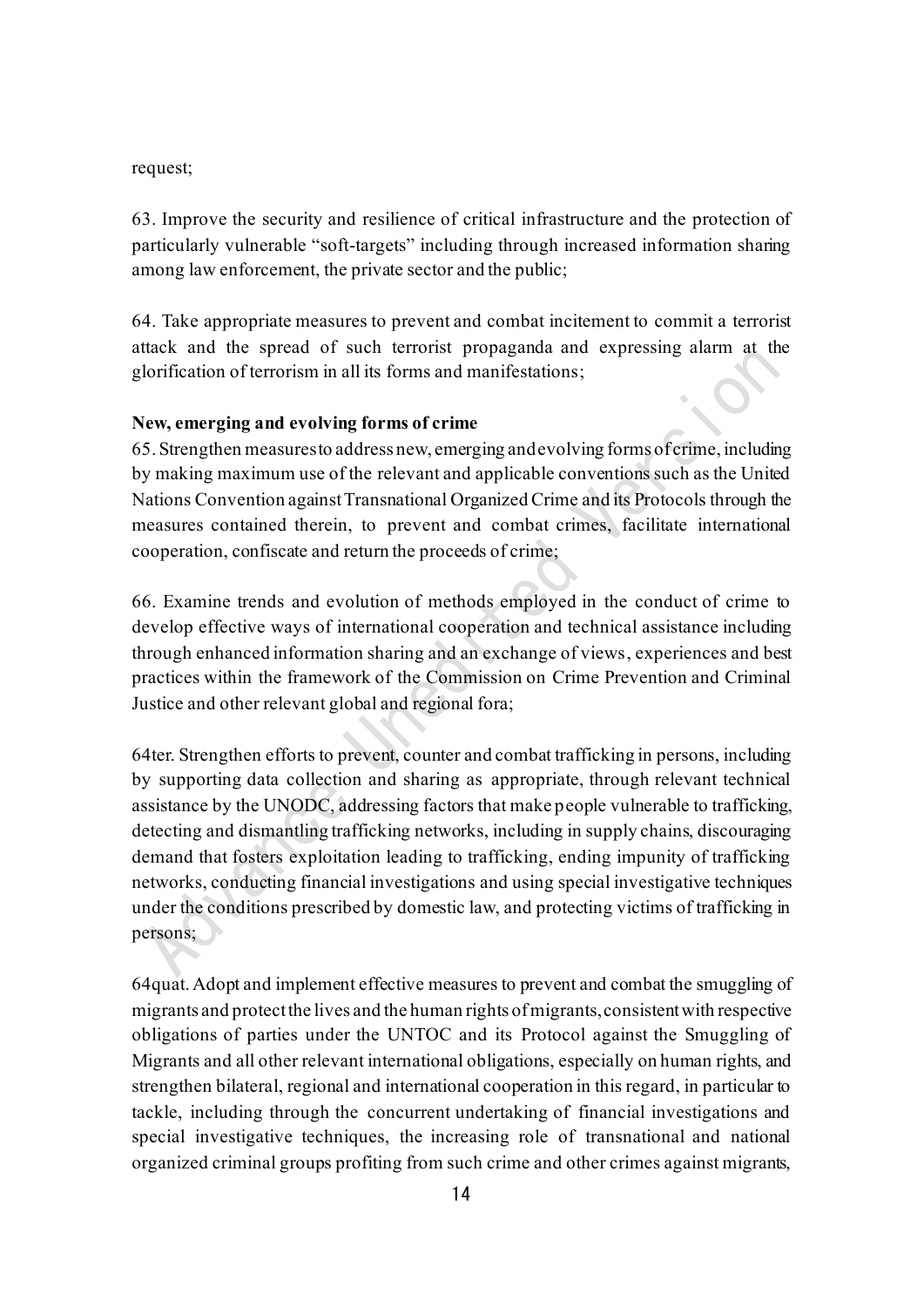request;

63. Improve the security and resilience of critical infrastructure and the protection of particularly vulnerable "soft-targets" including through increased information sharing among law enforcement, the private sector and the public;

64. Take appropriate measures to prevent and combat incitement to commit a terrorist attack and the spread of such terrorist propaganda and expressing alarm at the glorification of terrorism in all its forms and manifestations;

**New, emerging and evolving forms of crime**

65. Strengthen measures to address new, emerging and evolving forms of crime, including by making maximum use of the relevant and applicable conventions such as the United Nations Convention against Transnational Organized Crime and its Protocols through the measures contained therein, to prevent and combat crimes, facilitate international cooperation, confiscate and return the proceeds of crime;

66. Examine trends and evolution of methods employed in the conduct of crime to develop effective ways of international cooperation and technical assistance including through enhanced information sharing and an exchange of views, experiences and best practices within the framework of the Commission on Crime Prevention and Criminal Justice and other relevant global and regional fora;

64ter. Strengthen efforts to prevent, counter and combat trafficking in persons, including by supporting data collection and sharing as appropriate, through relevant technical assistance by the UNODC, addressing factors that make people vulnerable to trafficking, detecting and dismantling trafficking networks, including in supply chains, discouraging demand that fosters exploitation leading to trafficking, ending impunity of trafficking networks, conducting financial investigations and using special investigative techniques under the conditions prescribed by domestic law, and protecting victims of trafficking in persons;

64quat. Adopt and implement effective measures to prevent and combat the smuggling of migrants and protect the lives and the human rights of migrants, consistent with respective obligations of parties under the UNTOC and its Protocol against the Smuggling of Migrants and all other relevant international obligations, especially on human rights, and strengthen bilateral, regional and international cooperation in this regard, in particular to tackle, including through the concurrent undertaking of financial investigations and special investigative techniques, the increasing role of transnational and national organized criminal groups profiting from such crime and other crimes against migrants,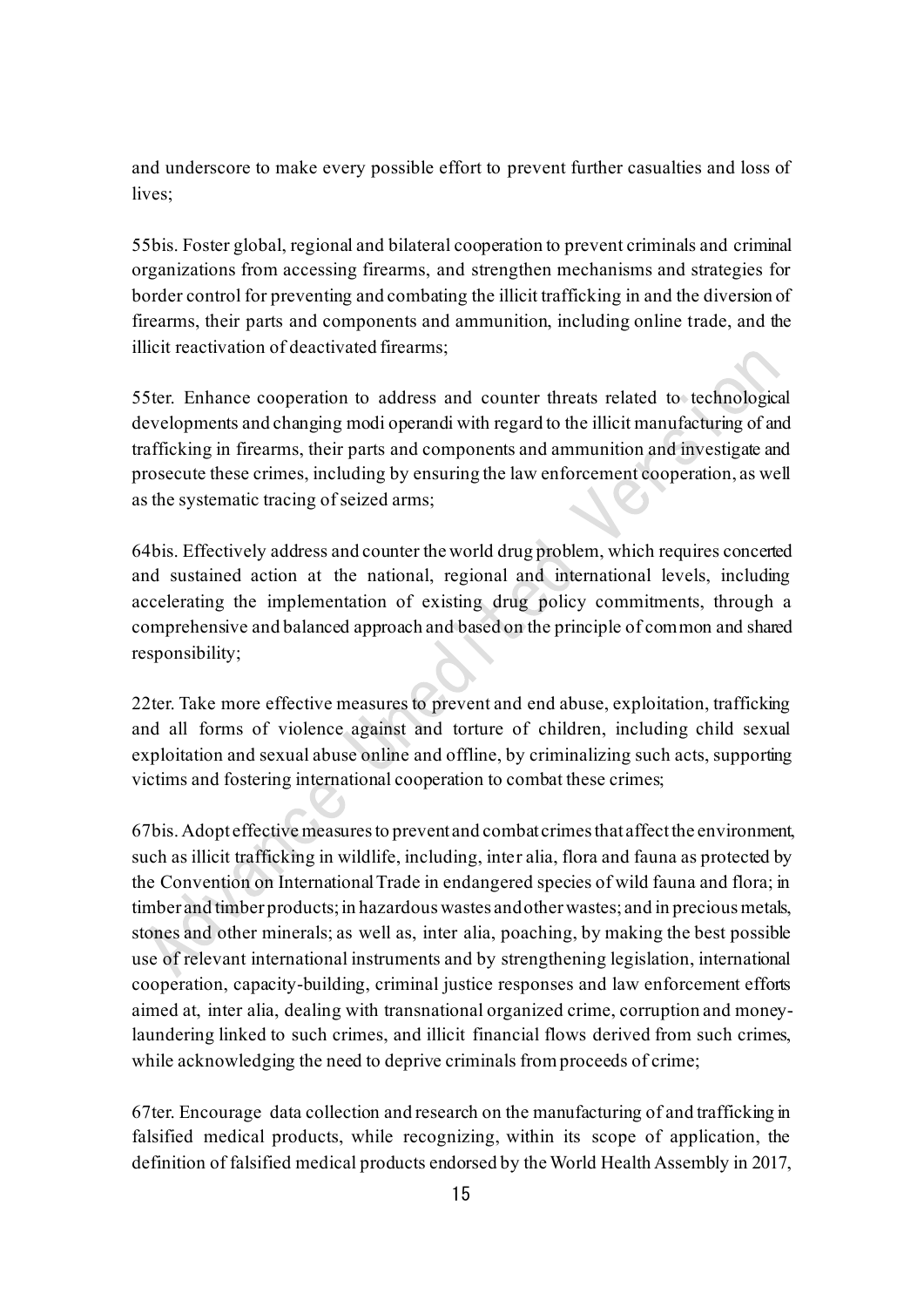and underscore to make every possible effort to prevent further casualties and loss of lives;

55bis. Foster global, regional and bilateral cooperation to prevent criminals and criminal organizations from accessing firearms, and strengthen mechanisms and strategies for border control for preventing and combating the illicit trafficking in and the diversion of firearms, their parts and components and ammunition, including online trade, and the illicit reactivation of deactivated firearms;

55ter. Enhance cooperation to address and counter threats related to technological developments and changing modi operandi with regard to the illicit manufacturing of and trafficking in firearms, their parts and components and ammunition and investigate and prosecute these crimes, including by ensuring the law enforcement cooperation, as well as the systematic tracing of seized arms;

64bis. Effectively address and counter the world drug problem, which requires concerted and sustained action at the national, regional and international levels, including accelerating the implementation of existing drug policy commitments, through a comprehensive and balanced approach and based on the principle of common and shared responsibility;

22ter. Take more effective measures to prevent and end abuse, exploitation, trafficking and all forms of violence against and torture of children, including child sexual exploitation and sexual abuse online and offline, by criminalizing such acts, supporting victims and fostering international cooperation to combat these crimes;

67bis. Adopt effective measures to prevent and combat crimes that affect the environment, such as illicit trafficking in wildlife, including, inter alia, flora and fauna as protected by the Convention on International Trade in endangered species of wild fauna and flora; in timber and timber products; in hazardous wastes and other wastes; and in precious metals, stones and other minerals; as well as, inter alia, poaching, by making the best possible use of relevant international instruments and by strengthening legislation, international cooperation, capacity-building, criminal justice responses and law enforcement efforts aimed at, inter alia, dealing with transnational organized crime, corruption and money-laundering linked to such crimes, and illicit financial flows derived from such crimes, while acknowledging the need to deprive criminals from proceeds of crime;

67ter. Encourage data collection and research on the manufacturing of and trafficking in falsified medical products, while recognizing, within its scope of application, the definition of falsified medical products endorsed by the World Health Assembly in 2017,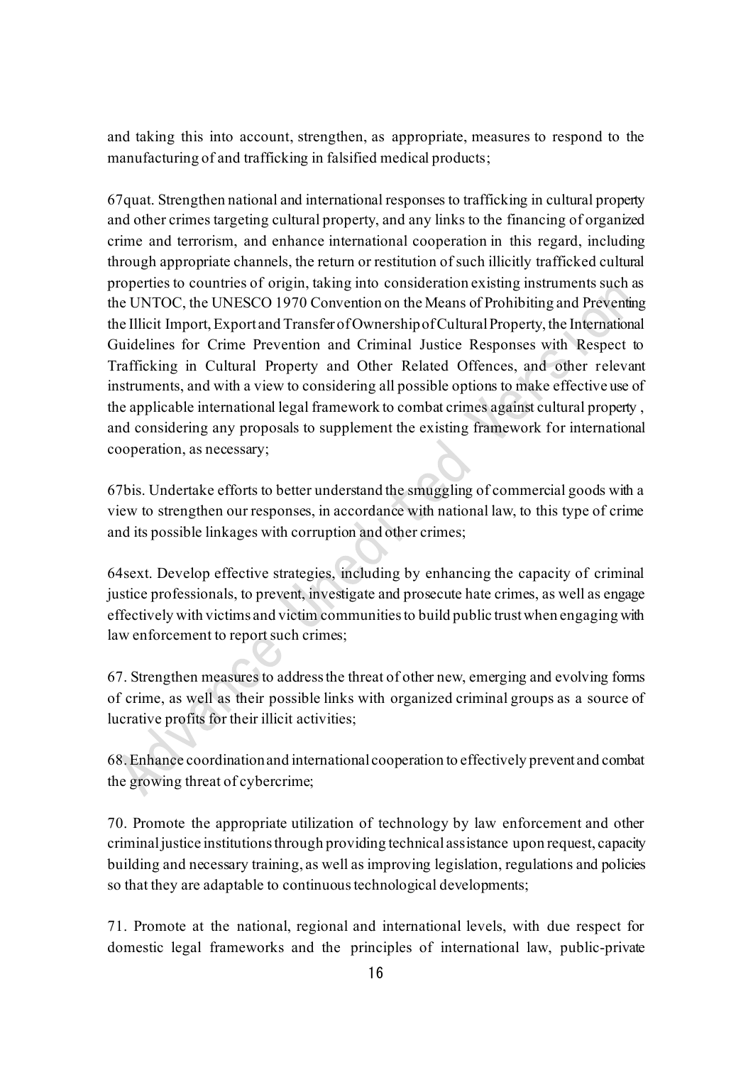and taking this into account, strengthen, as appropriate, measures to respond to the manufacturing of and trafficking in falsified medical products;

67quat. Strengthen national and international responses to trafficking in cultural property and other crimes targeting cultural property, and any links to the financing of organized crime and terrorism, and enhance international cooperation in this regard, including through appropriate channels, the return or restitution of such illicitly trafficked cultural properties to countries of origin, taking into consideration existing instruments such as the UNTOC, the UNESCO 1970 Convention on the Means of Prohibiting and Preventing the Illicit Import, Export and Transfer of Ownership of Cultural Property, the International Guidelines for Crime Prevention and Criminal Justice Responses with Respect to Trafficking in Cultural Property and Other Related Offences, and other relevant instruments, and with a view to considering all possible options to make effective use of the applicable international legal framework to combat crimes against cultural property , and considering any proposals to supplement the existing framework for international cooperation, as necessary;

67bis. Undertake efforts to better understand the smuggling of commercial goods with a view to strengthen our responses, in accordance with national law, to this type of crime and its possible linkages with corruption and other crimes;

64sext. Develop effective strategies, including by enhancing the capacity of criminal justice professionals, to prevent, investigate and prosecute hate crimes, as well as engage effectively with victims and victim communities to build public trust when engaging with law enforcement to report such crimes;

67. Strengthen measures to address the threat of other new, emerging and evolving forms of crime, as well as their possible links with organized criminal groups as a source of lucrative profits for their illicit activities;

68. Enhance coordination and international cooperation to effectively prevent and combat the growing threat of cybercrime;

70. Promote the appropriate utilization of technology by law enforcement and other criminal justice institutions through providing technical assistance upon request, capacity building and necessary training, as well as improving legislation, regulations and policies so that they are adaptable to continuous technological developments;

71. Promote at the national, regional and international levels, with due respect for domestic legal frameworks and the principles of international law, public-private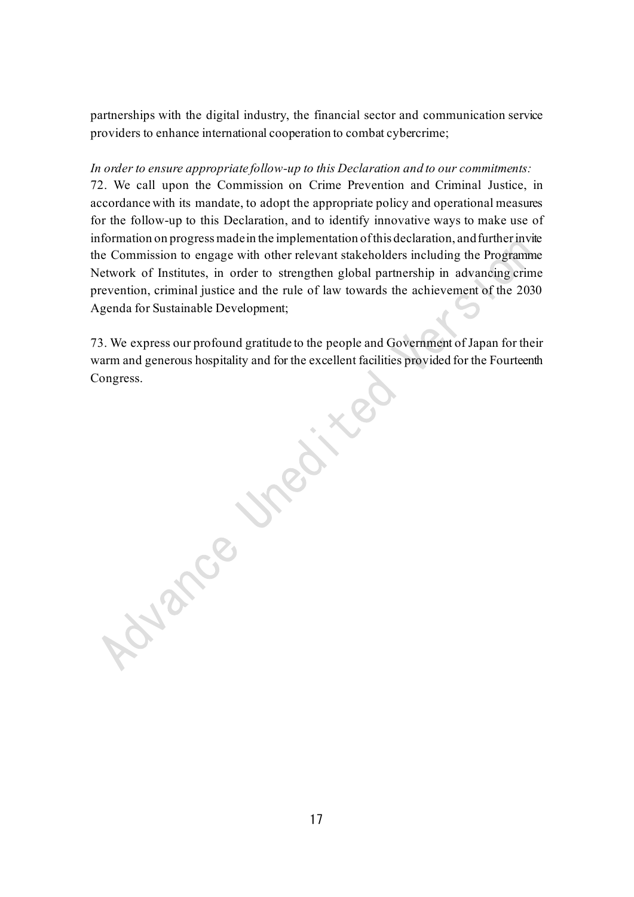partnerships with the digital industry, the financial sector and communication service providers to enhance international cooperation to combat cybercrime;

*In order to ensure appropriate follow-up to this Declaration and to our commitments:*

72. We call upon the Commission on Crime Prevention and Criminal Justice, in accordance with its mandate, to adopt the appropriate policy and operational measures for the follow-up to this Declaration, and to identify innovative ways to make use of information on progress made in the implementation of this declaration, and further invite the Commission to engage with other relevant stakeholders including the Programme Network of Institutes, in order to strengthen global partnership in advancing crime prevention, criminal justice and the rule of law towards the achievement of the 2030 Agenda for Sustainable Development;

73. We express our profound gratitude to the people and Government of Japan for their warm and generous hospitality and for the excellent facilities provided for the Fourteenth Congress.